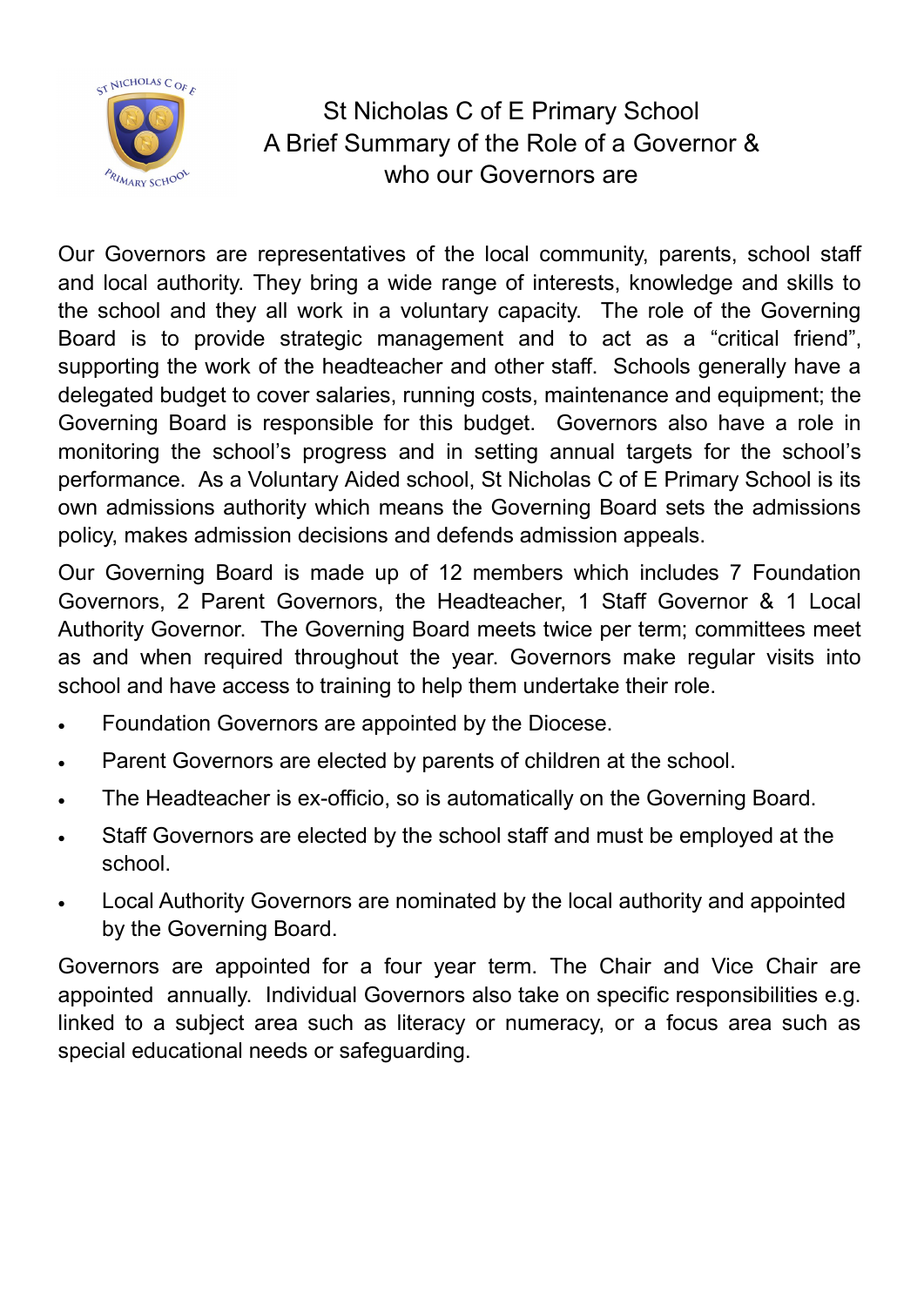# St Nicholas C of E Primary School
## A Brief Summary of the Role of a Governor & who our Governors are

Our Governors are representatives of the local community, parents, school staff and local authority. They bring a wide range of interests, knowledge and skills to the school and they all work in a voluntary capacity. The role of the Governing Board is to provide strategic management and to act as a "critical friend", supporting the work of the headteacher and other staff. Schools generally have a delegated budget to cover salaries, running costs, maintenance and equipment; the Governing Board is responsible for this budget. Governors also have a role in monitoring the school's progress and in setting annual targets for the school's performance. As a Voluntary Aided school, St Nicholas C of E Primary School is its own admissions authority which means the Governing Board sets the admissions policy, makes admission decisions and defends admission appeals.

Our Governing Board is made up of 12 members which includes 7 Foundation Governors, 2 Parent Governors, the Headteacher, 1 Staff Governor & 1 Local Authority Governor. The Governing Board meets twice per term; committees meet as and when required throughout the year. Governors make regular visits into school and have access to training to help them undertake their role.

- Foundation Governors are appointed by the Diocese.
- Parent Governors are elected by parents of children at the school.
- The Headteacher is ex-officio, so is automatically on the Governing Board.
- Staff Governors are elected by the school staff and must be employed at the school.
- Local Authority Governors are nominated by the local authority and appointed by the Governing Board.

Governors are appointed for a four year term. The Chair and Vice Chair are appointed annually. Individual Governors also take on specific responsibilities e.g. linked to a subject area such as literacy or numeracy, or a focus area such as special educational needs or safeguarding.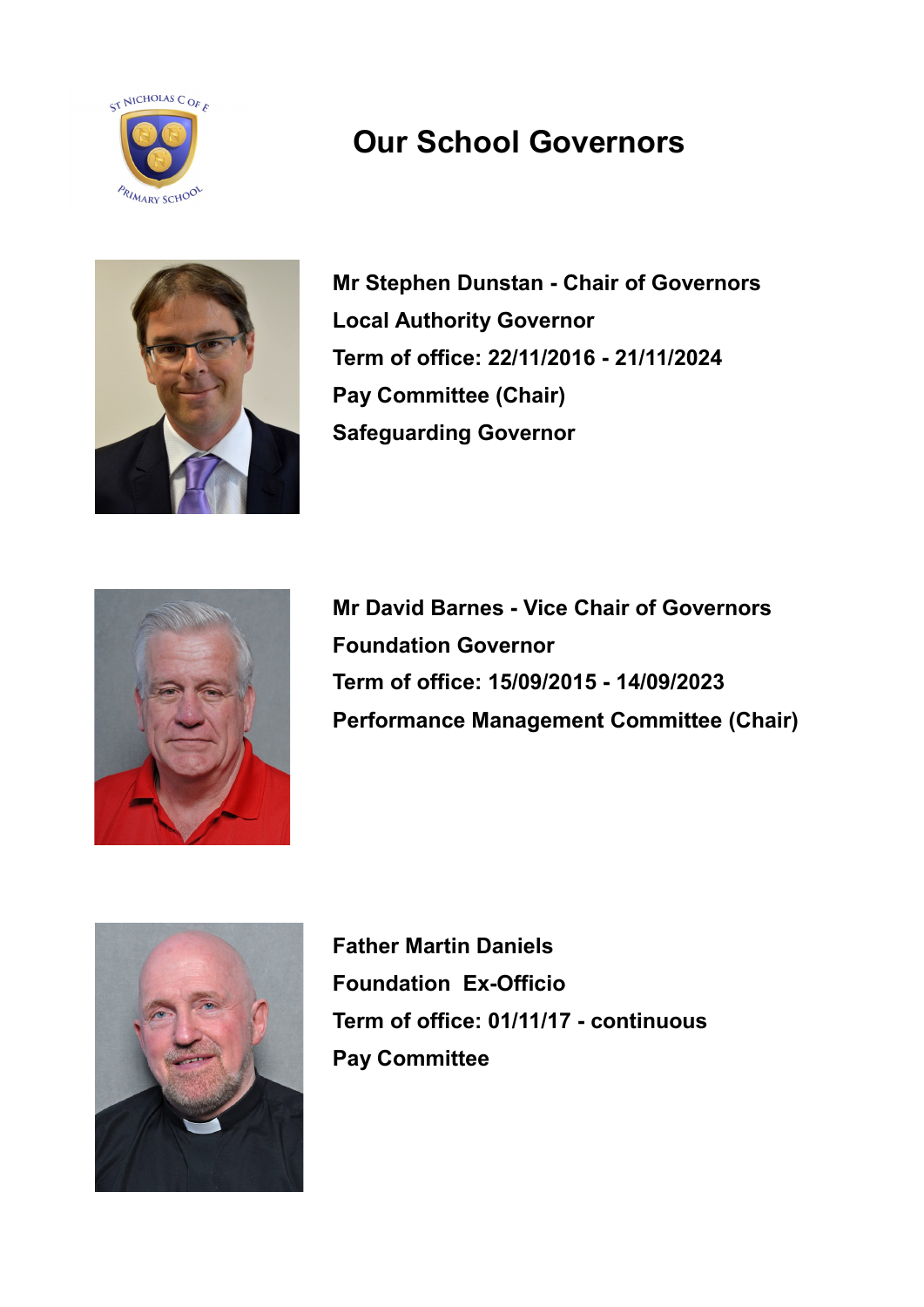# Our School Governors

**Mr Stephen Dunstan - Chair of Governors**

**Local Authority Governor**

**Term of office: 22/11/2016 - 21/11/2024**

**Pay Committee (Chair)**

**Safeguarding Governor**

**Mr David Barnes - Vice Chair of Governors**

**Foundation Governor**

**Term of office: 15/09/2015 - 14/09/2023**

**Performance Management Committee (Chair)**

**Father Martin Daniels**

**Foundation Ex-Officio**

**Term of office: 01/11/17 - continuous**

**Pay Committee**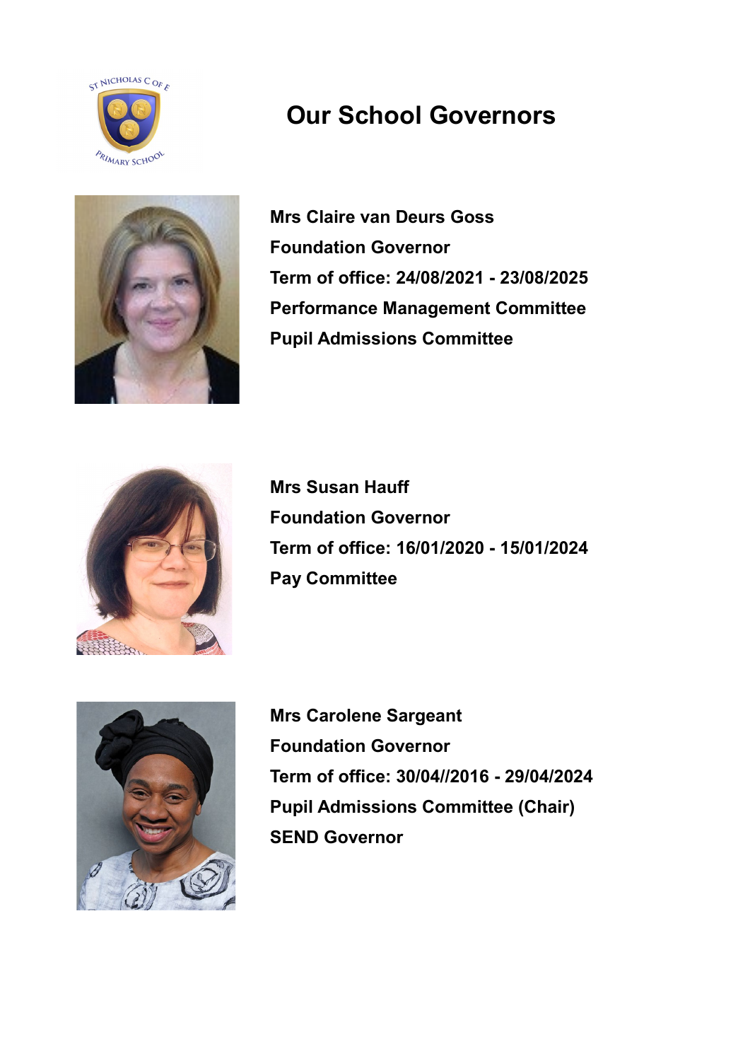# Our School Governors

**Mrs Claire van Deurs Goss**
**Foundation Governor**
**Term of office: 24/08/2021 - 23/08/2025**
**Performance Management Committee**
**Pupil Admissions Committee**

**Mrs Susan Hauff**
**Foundation Governor**
**Term of office: 16/01/2020 - 15/01/2024**
**Pay Committee**

**Mrs Carolene Sargeant**
**Foundation Governor**
**Term of office: 30/04//2016 - 29/04/2024**
**Pupil Admissions Committee (Chair)**
**SEND Governor**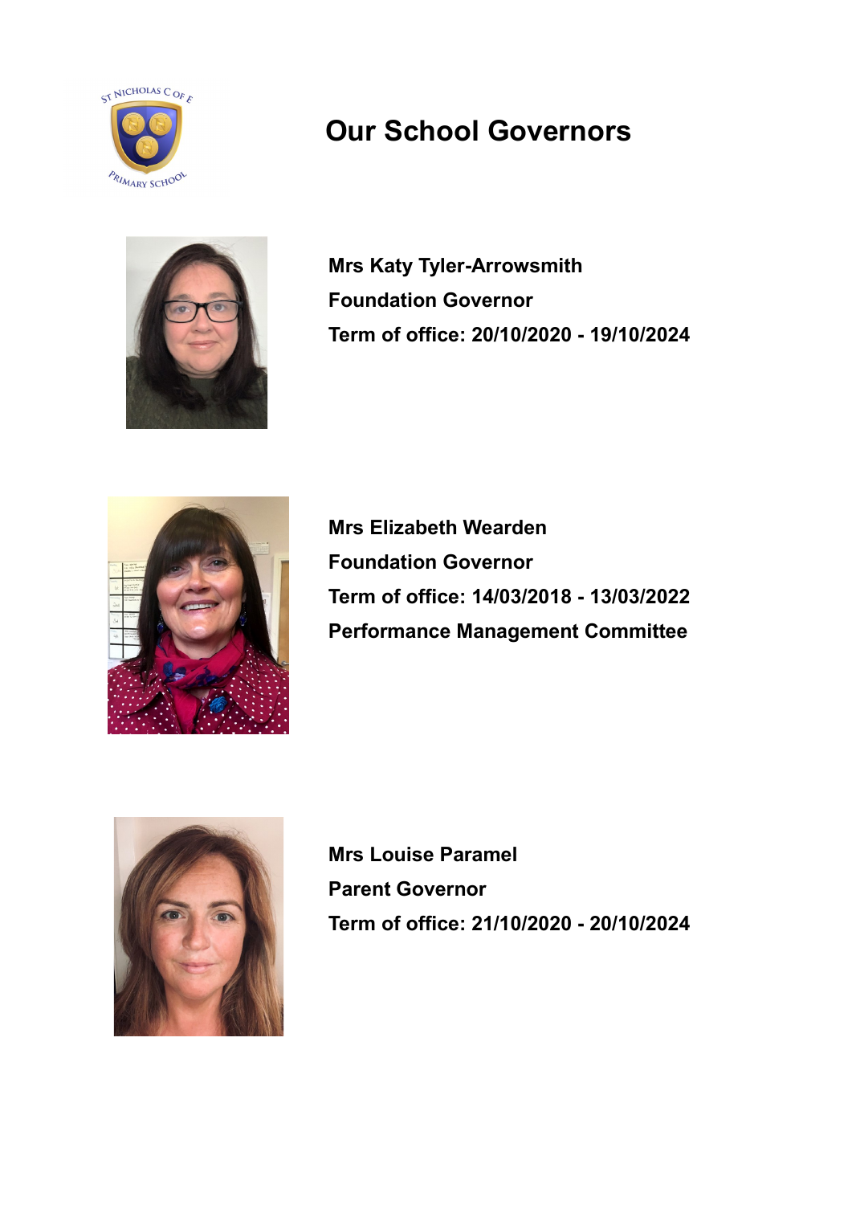# Our School Governors

**Mrs Katy Tyler-Arrowsmith**

**Foundation Governor**

**Term of office: 20/10/2020 - 19/10/2024**

**Mrs Elizabeth Wearden**

**Foundation Governor**

**Term of office: 14/03/2018 - 13/03/2022**

**Performance Management Committee**

**Mrs Louise Paramel**

**Parent Governor**

**Term of office: 21/10/2020 - 20/10/2024**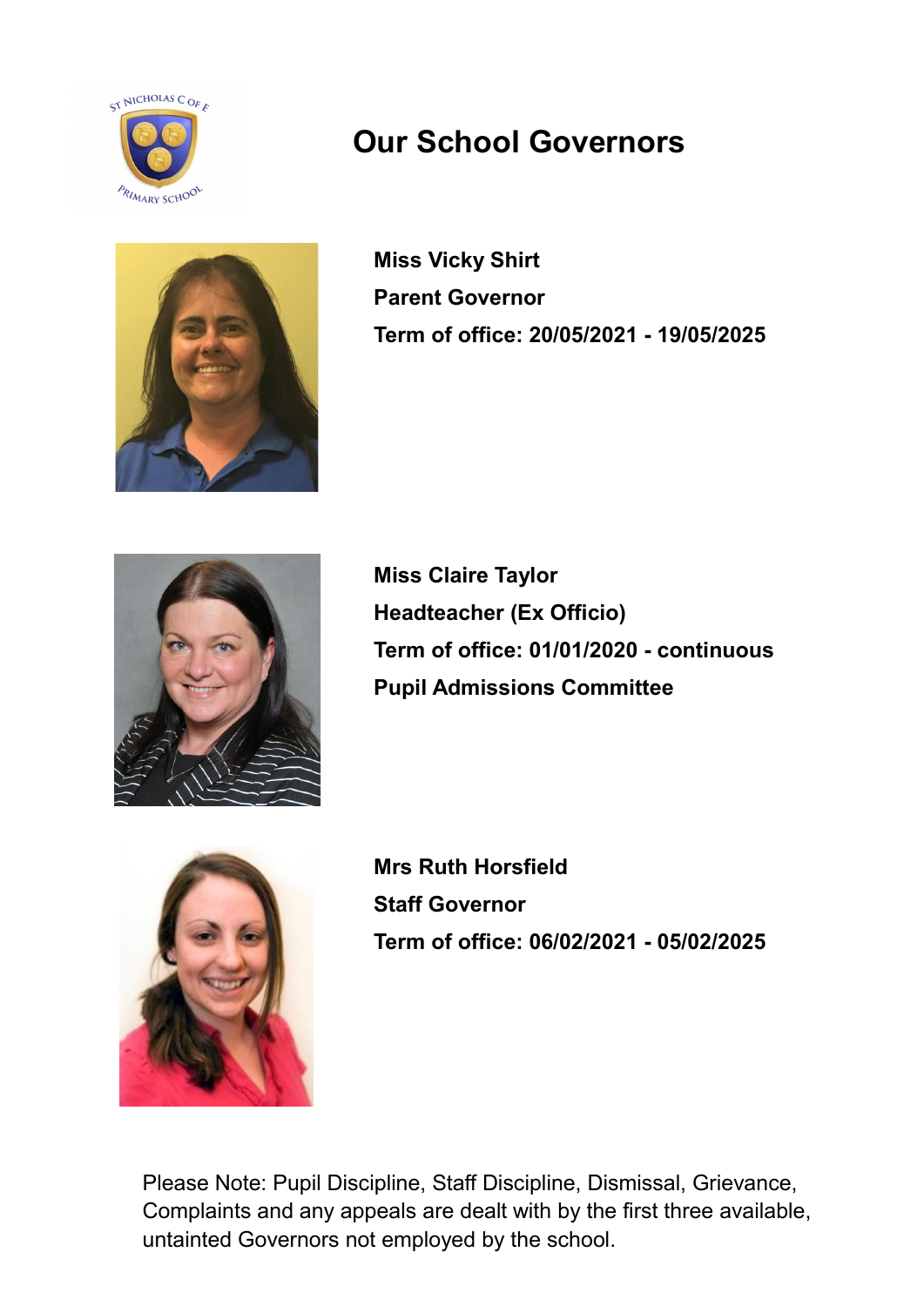# Our School Governors

**Miss Vicky Shirt**

**Parent Governor**

**Term of office: 20/05/2021 - 19/05/2025**

**Miss Claire Taylor**

**Headteacher (Ex Officio)**

**Term of office: 01/01/2020 - continuous**

**Pupil Admissions Committee**

**Mrs Ruth Horsfield**

**Staff Governor**

**Term of office: 06/02/2021 - 05/02/2025**

Please Note: Pupil Discipline, Staff Discipline, Dismissal, Grievance, Complaints and any appeals are dealt with by the first three available, untainted Governors not employed by the school.